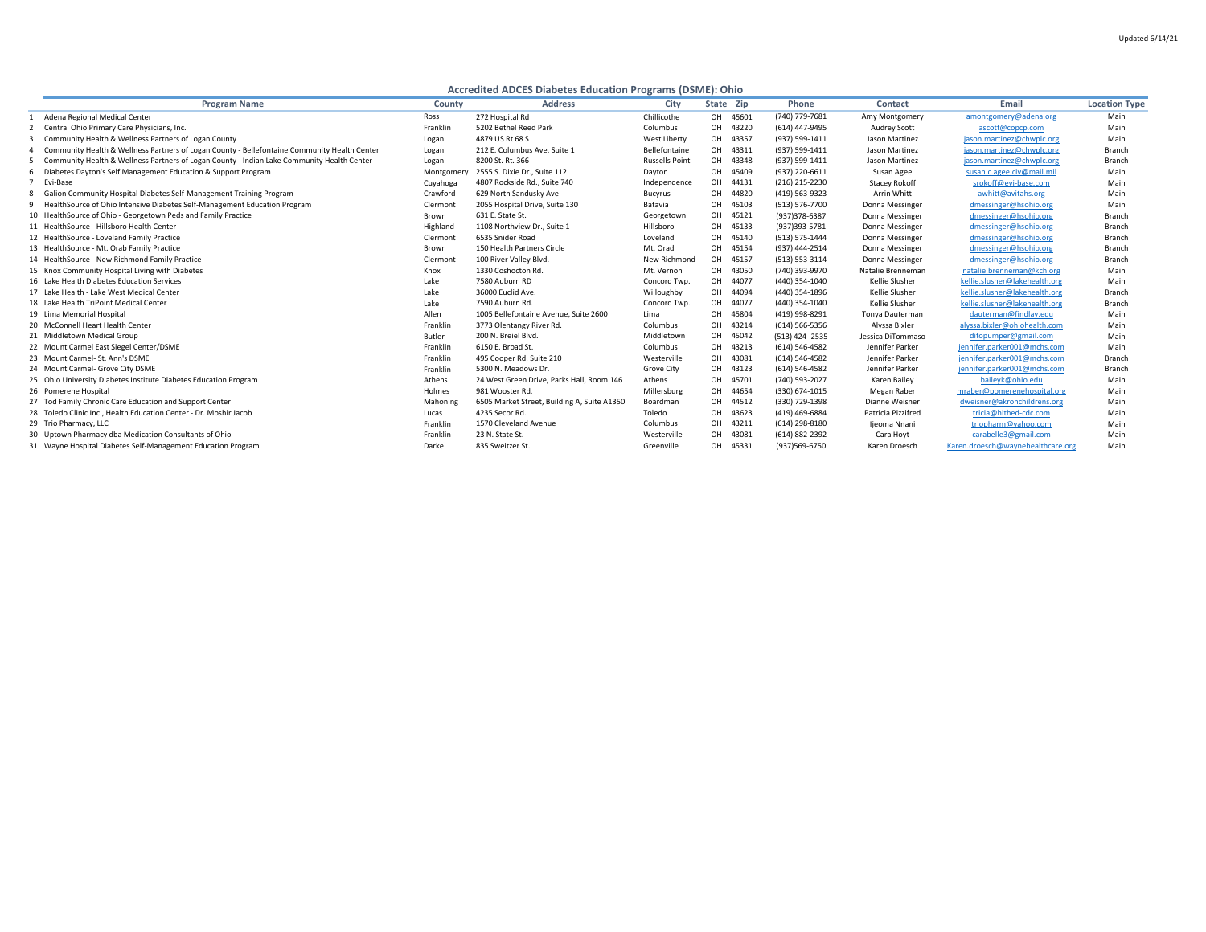Updated 6/14/21

## Accredited ADCES Diabetes Education Programs (DSME): Ohio

| | Program Name | County | Address | City | State | Zip | Phone | Contact | Email | Location Type |
|---|---|---|---|---|---|---|---|---|---|---|
| 1 | Adena Regional Medical Center | Ross | 272 Hospital Rd | Chillicothe | OH | 45601 | (740) 779-7681 | Amy Montgomery | amontgomery@adena.org | Main |
| 2 | Central Ohio Primary Care Physicians, Inc. | Franklin | 5202 Bethel Reed Park | Columbus | OH | 43220 | (614) 447-9495 | Audrey Scott | ascott@copcp.com | Main |
| 3 | Community Health & Wellness Partners of Logan County | Logan | 4879 US Rt 68 S | West Liberty | OH | 43357 | (937) 599-1411 | Jason Martinez | jason.martinez@chwplc.org | Main |
| 4 | Community Health & Wellness Partners of Logan County - Bellefontaine Community Health Center | Logan | 212 E. Columbus Ave. Suite 1 | Bellefontaine | OH | 43311 | (937) 599-1411 | Jason Martinez | jason.martinez@chwplc.org | Branch |
| 5 | Community Health & Wellness Partners of Logan County - Indian Lake Community Health Center | Logan | 8200 St. Rt. 366 | Russells Point | OH | 43348 | (937) 599-1411 | Jason Martinez | jason.martinez@chwplc.org | Branch |
| 6 | Diabetes Dayton's Self Management Education & Support Program | Montgomery | 2555 S. Dixie Dr., Suite 112 | Dayton | OH | 45409 | (937) 220-6611 | Susan Agee | susan.c.agee.civ@mail.mil | Main |
| 7 | Evi-Base | Cuyahoga | 4807 Rockside Rd., Suite 740 | Independence | OH | 44131 | (216) 215-2230 | Stacey Rokoff | srokoff@evi-base.com | Main |
| 8 | Galion Community Hospital Diabetes Self-Management Training Program | Crawford | 629 North Sandusky Ave | Bucyrus | OH | 44820 | (419) 563-9323 | Arrin Whitt | awhitt@avitahs.org | Main |
| 9 | HealthSource of Ohio Intensive Diabetes Self-Management Education Program | Clermont | 2055 Hospital Drive, Suite 130 | Batavia | OH | 45103 | (513) 576-7700 | Donna Messinger | dmessinger@hsohio.org | Main |
| 10 | HealthSource of Ohio - Georgetown Peds and Family Practice | Brown | 631 E. State St. | Georgetown | OH | 45121 | (937)378-6387 | Donna Messinger | dmessinger@hsohio.org | Branch |
| 11 | HealthSource - Hillsboro Health Center | Highland | 1108 Northview Dr., Suite 1 | Hillsboro | OH | 45133 | (937)393-5781 | Donna Messinger | dmessinger@hsohio.org | Branch |
| 12 | HealthSource - Loveland Family Practice | Clermont | 6535 Snider Road | Loveland | OH | 45140 | (513) 575-1444 | Donna Messinger | dmessinger@hsohio.org | Branch |
| 13 | HealthSource - Mt. Orab Family Practice | Brown | 150 Health Partners Circle | Mt. Orad | OH | 45154 | (937) 444-2514 | Donna Messinger | dmessinger@hsohio.org | Branch |
| 14 | HealthSource - New Richmond Family Practice | Clermont | 100 River Valley Blvd. | New Richmond | OH | 45157 | (513) 553-3114 | Donna Messinger | dmessinger@hsohio.org | Branch |
| 15 | Knox Community Hospital Living with Diabetes | Knox | 1330 Coshocton Rd. | Mt. Vernon | OH | 43050 | (740) 393-9970 | Natalie Brenneman | natalie.brenneman@kch.org | Main |
| 16 | Lake Health Diabetes Education Services | Lake | 7580 Auburn RD | Concord Twp. | OH | 44077 | (440) 354-1040 | Kellie Slusher | kellie.slusher@lakehealth.org | Main |
| 17 | Lake Health - Lake West Medical Center | Lake | 36000 Euclid Ave. | Willoughby | OH | 44094 | (440) 354-1896 | Kellie Slusher | kellie.slusher@lakehealth.org | Branch |
| 18 | Lake Health TriPoint Medical Center | Lake | 7590 Auburn Rd. | Concord Twp. | OH | 44077 | (440) 354-1040 | Kellie Slusher | kellie.slusher@lakehealth.org | Branch |
| 19 | Lima Memorial Hospital | Allen | 1005 Bellefontaine Avenue, Suite 2600 | Lima | OH | 45804 | (419) 998-8291 | Tonya Dauterman | dauterman@findlay.edu | Main |
| 20 | McConnell Heart Health Center | Franklin | 3773 Olentangy River Rd. | Columbus | OH | 43214 | (614) 566-5356 | Alyssa Bixler | alyssa.bixler@ohiohealth.com | Main |
| 21 | Middletown Medical Group | Butler | 200 N. Breiel Blvd. | Middletown | OH | 45042 | (513) 424 -2535 | Jessica DiTommaso | ditopumper@gmail.com | Main |
| 22 | Mount Carmel East Siegel Center/DSME | Franklin | 6150 E. Broad St. | Columbus | OH | 43213 | (614) 546-4582 | Jennifer Parker | jennifer.parker001@mchs.com | Main |
| 23 | Mount Carmel- St. Ann's DSME | Franklin | 495 Cooper Rd. Suite 210 | Westerville | OH | 43081 | (614) 546-4582 | Jennifer Parker | jennifer.parker001@mchs.com | Branch |
| 24 | Mount Carmel- Grove City DSME | Franklin | 5300 N. Meadows Dr. | Grove City | OH | 43123 | (614) 546-4582 | Jennifer Parker | jennifer.parker001@mchs.com | Branch |
| 25 | Ohio University Diabetes Institute Diabetes Education Program | Athens | 24 West Green Drive, Parks Hall, Room 146 | Athens | OH | 45701 | (740) 593-2027 | Karen Bailey | baileyk@ohio.edu | Main |
| 26 | Pomerene Hospital | Holmes | 981 Wooster Rd. | Millersburg | OH | 44654 | (330) 674-1015 | Megan Raber | mraber@pomerenehospital.org | Main |
| 27 | Tod Family Chronic Care Education and Support Center | Mahoning | 6505 Market Street, Building A, Suite A1350 | Boardman | OH | 44512 | (330) 729-1398 | Dianne Weisner | dweisner@akronchildrens.org | Main |
| 28 | Toledo Clinic Inc., Health Education Center - Dr. Moshir Jacob | Lucas | 4235 Secor Rd. | Toledo | OH | 43623 | (419) 469-6884 | Patricia Pizzifred | tricia@hlthed-cdc.com | Main |
| 29 | Trio Pharmacy, LLC | Franklin | 1570 Cleveland Avenue | Columbus | OH | 43211 | (614) 298-8180 | Ijeoma Nnani | triopharm@yahoo.com | Main |
| 30 | Uptown Pharmacy dba Medication Consultants of Ohio | Franklin | 23 N. State St. | Westerville | OH | 43081 | (614) 882-2392 | Cara Hoyt | carabelle3@gmail.com | Main |
| 31 | Wayne Hospital Diabetes Self-Management Education Program | Darke | 835 Sweitzer St. | Greenville | OH | 45331 | (937)569-6750 | Karen Droesch | Karen.droesch@waynehealthcare.org | Main |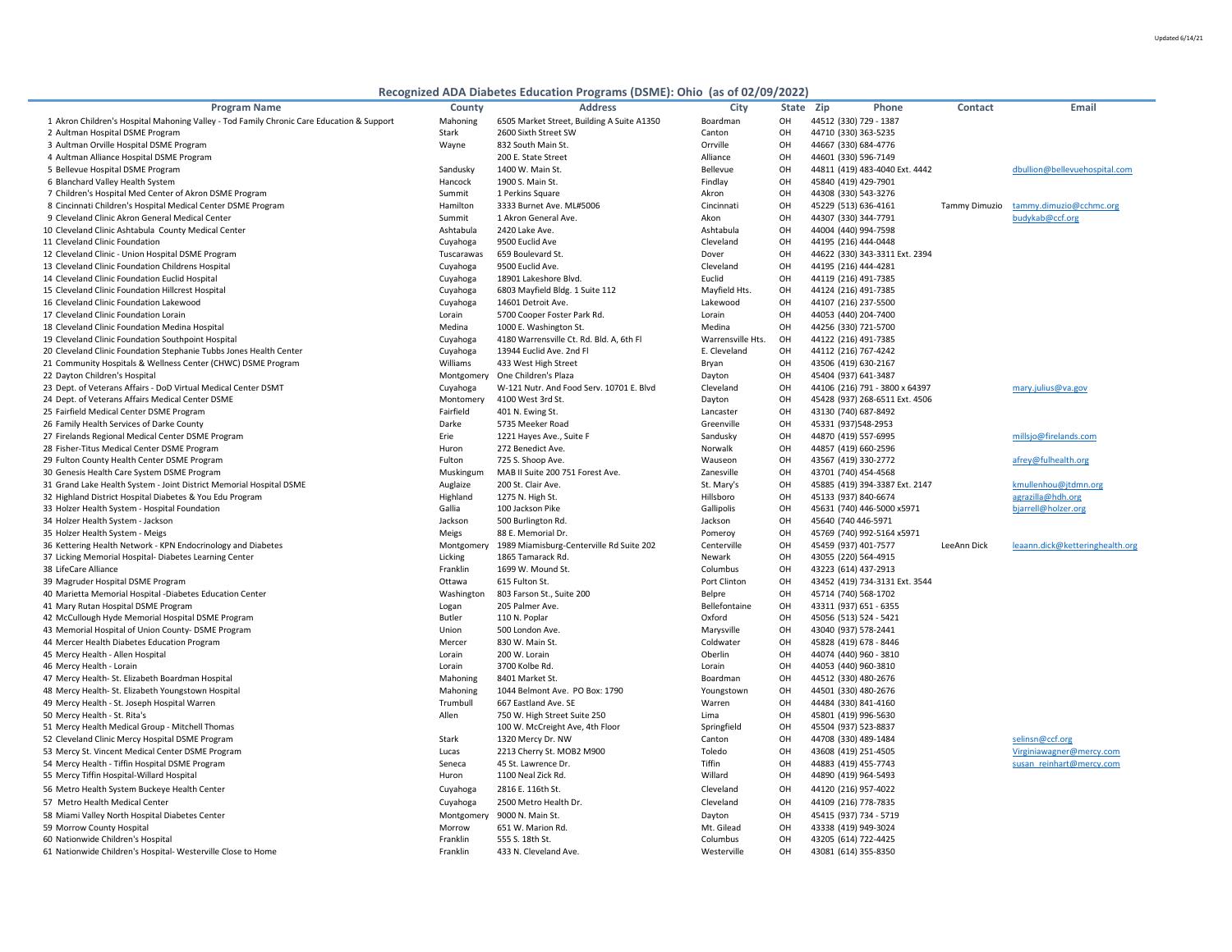Updated 6/14/21

## Recognized ADA Diabetes Education Programs (DSME): Ohio (as of 02/09/2022)

| Program Name | County | Address | City | State | Zip | Phone | Contact | Email |
|---|---|---|---|---|---|---|---|---|
| 1 Akron Children's Hospital Mahoning Valley - Tod Family Chronic Care Education & Support | Mahoning | 6505 Market Street, Building A Suite A1350 | Boardman | OH | 44512 | (330) 729 - 1387 | | |
| 2 Aultman Hospital DSME Program | Stark | 2600 Sixth Street SW | Canton | OH | 44710 | (330) 363-5235 | | |
| 3 Aultman Orville Hospital DSME Program | Wayne | 832 South Main St. | Orrville | OH | 44667 | (330) 684-4776 | | |
| 4 Aultman Alliance Hospital DSME Program | | 200 E. State Street | Alliance | OH | 44601 | (330) 596-7149 | | |
| 5 Bellevue Hospital DSME Program | Sandusky | 1400 W. Main St. | Bellevue | OH | 44811 | (419) 483-4040 Ext. 4442 | | dbullion@bellevuehospital.com |
| 6 Blanchard Valley Health System | Hancock | 1900 S. Main St. | Findlay | OH | 45840 | (419) 429-7901 | | |
| 7 Children's Hospital Med Center of Akron DSME Program | Summit | 1 Perkins Square | Akron | OH | 44308 | (330) 543-3276 | | |
| 8 Cincinnati Children's Hospital Medical Center DSME Program | Hamilton | 3333 Burnet Ave. ML#5006 | Cincinnati | OH | 45229 | (513) 636-4161 | Tammy Dimuzio | tammy.dimuzio@cchmc.org |
| 9 Cleveland Clinic Akron General Medical Center | Summit | 1 Akron General Ave. | Akon | OH | 44307 | (330) 344-7791 | | budykab@ccf.org |
| 10 Cleveland Clinic Ashtabula County Medical Center | Ashtabula | 2420 Lake Ave. | Ashtabula | OH | 44004 | (440) 994-7598 | | |
| 11 Cleveland Clinic Foundation | Cuyahoga | 9500 Euclid Ave | Cleveland | OH | 44195 | (216) 444-0448 | | |
| 12 Cleveland Clinic - Union Hospital DSME Program | Tuscarawas | 659 Boulevard St. | Dover | OH | 44622 | (330) 343-3311 Ext. 2394 | | |
| 13 Cleveland Clinic Foundation Childrens Hospital | Cuyahoga | 9500 Euclid Ave. | Cleveland | OH | 44195 | (216) 444-4281 | | |
| 14 Cleveland Clinic Foundation Euclid Hospital | Cuyahoga | 18901 Lakeshore Blvd. | Euclid | OH | 44119 | (216) 491-7385 | | |
| 15 Cleveland Clinic Foundation Hillcrest Hospital | Cuyahoga | 6803 Mayfield Bldg. 1 Suite 112 | Mayfield Hts. | OH | 44124 | (216) 491-7385 | | |
| 16 Cleveland Clinic Foundation Lakewood | Cuyahoga | 14601 Detroit Ave. | Lakewood | OH | 44107 | (216) 237-5500 | | |
| 17 Cleveland Clinic Foundation Lorain | Lorain | 5700 Cooper Foster Park Rd. | Lorain | OH | 44053 | (440) 204-7400 | | |
| 18 Cleveland Clinic Foundation Medina Hospital | Medina | 1000 E. Washington St. | Medina | OH | 44256 | (330) 721-5700 | | |
| 19 Cleveland Clinic Foundation Southpoint Hospital | Cuyahoga | 4180 Warrensville Ct. Rd. Bld. A, 6th Fl | Warrensville Hts. | OH | 44122 | (216) 491-7385 | | |
| 20 Cleveland Clinic Foundation Stephanie Tubbs Jones Health Center | Cuyahoga | 13944 Euclid Ave. 2nd Fl | E. Cleveland | OH | 44112 | (216) 767-4242 | | |
| 21 Community Hospitals & Wellness Center (CHWC) DSME Program | Williams | 433 West High Street | Bryan | OH | 43506 | (419) 630-2167 | | |
| 22 Dayton Children's Hospital | Montgomery | One Children's Plaza | Dayton | OH | 45404 | (937) 641-3487 | | |
| 23 Dept. of Veterans Affairs - DoD Virtual Medical Center DSMT | Cuyahoga | W-121 Nutr. And Food Serv. 10701 E. Blvd | Cleveland | OH | 44106 | (216) 791 - 3800 x 64397 | | mary.julius@va.gov |
| 24 Dept. of Veterans Affairs Medical Center DSME | Montomery | 4100 West 3rd St. | Dayton | OH | 45428 | (937) 268-6511 Ext. 4506 | | |
| 25 Fairfield Medical Center DSME Program | Fairfield | 401 N. Ewing St. | Lancaster | OH | 43130 | (740) 687-8492 | | |
| 26 Family Health Services of Darke County | Darke | 5735 Meeker Road | Greenville | OH | 45331 | (937)548-2953 | | |
| 27 Firelands Regional Medical Center DSME Program | Erie | 1221 Hayes Ave., Suite F | Sandusky | OH | 44870 | (419) 557-6995 | | millsjo@firelands.com |
| 28 Fisher-Titus Medical Center DSME Program | Huron | 272 Benedict Ave. | Norwalk | OH | 44857 | (419) 660-2596 | | |
| 29 Fulton County Health Center DSME Program | Fulton | 725 S. Shoop Ave. | Wauseon | OH | 43567 | (419) 330-2772 | | afrey@fulhealth.org |
| 30 Genesis Health Care System DSME Program | Muskingum | MAB II Suite 200 751 Forest Ave. | Zanesville | OH | 43701 | (740) 454-4568 | | |
| 31 Grand Lake Health System - Joint District Memorial Hospital DSME | Auglaize | 200 St. Clair Ave. | St. Mary's | OH | 45885 | (419) 394-3387 Ext. 2147 | | kmullenhou@jtdmn.org |
| 32 Highland District Hospital Diabetes & You Edu Program | Highland | 1275 N. High St. | Hillsboro | OH | 45133 | (937) 840-6674 | | agrazilla@hdh.org |
| 33 Holzer Health System - Hospital Foundation | Gallia | 100 Jackson Pike | Gallipolis | OH | 45631 | (740) 446-5000 x5971 | | bjarrell@holzer.org |
| 34 Holzer Health System - Jackson | Jackson | 500 Burlington Rd. | Jackson | OH | 45640 | (740 446-5971 | | |
| 35 Holzer Health System - Meigs | Meigs | 88 E. Memorial Dr. | Pomeroy | OH | 45769 | (740) 992-5164 x5971 | | |
| 36 Kettering Health Network - KPN Endocrinology and Diabetes | Montgomery | 1989 Miamisburg-Centerville Rd Suite 202 | Centerville | OH | 45459 | (937) 401-7577 | LeeAnn Dick | leaann.dick@ketteringhealth.org |
| 37 Licking Memorial Hospital- Diabetes Learning Center | Licking | 1865 Tamarack Rd. | Newark | OH | 43055 | (220) 564-4915 | | |
| 38 LifeCare Alliance | Franklin | 1699 W. Mound St. | Columbus | OH | 43223 | (614) 437-2913 | | |
| 39 Magruder Hospital DSME Program | Ottawa | 615 Fulton St. | Port Clinton | OH | 43452 | (419) 734-3131 Ext. 3544 | | |
| 40 Marietta Memorial Hospital -Diabetes Education Center | Washington | 803 Farson St., Suite 200 | Belpre | OH | 45714 | (740) 568-1702 | | |
| 41 Mary Rutan Hospital DSME Program | Logan | 205 Palmer Ave. | Bellefontaine | OH | 43311 | (937) 651 - 6355 | | |
| 42 McCullough Hyde Memorial Hospital DSME Program | Butler | 110 N. Poplar | Oxford | OH | 45056 | (513) 524 - 5421 | | |
| 43 Memorial Hospital of Union County- DSME Program | Union | 500 London Ave. | Marysville | OH | 43040 | (937) 578-2441 | | |
| 44 Mercer Health Diabetes Education Program | Mercer | 830 W. Main St. | Coldwater | OH | 45828 | (419) 678 - 8446 | | |
| 45 Mercy Health - Allen Hospital | Lorain | 200 W. Lorain | Oberlin | OH | 44074 | (440) 960 - 3810 | | |
| 46 Mercy Health - Lorain | Lorain | 3700 Kolbe Rd. | Lorain | OH | 44053 | (440) 960-3810 | | |
| 47 Mercy Health- St. Elizabeth Boardman Hospital | Mahoning | 8401 Market St. | Boardman | OH | 44512 | (330) 480-2676 | | |
| 48 Mercy Health- St. Elizabeth Youngstown Hospital | Mahoning | 1044 Belmont Ave. PO Box: 1790 | Youngstown | OH | 44501 | (330) 480-2676 | | |
| 49 Mercy Health - St. Joseph Hospital Warren | Trumbull | 667 Eastland Ave. SE | Warren | OH | 44484 | (330) 841-4160 | | |
| 50 Mercy Health - St. Rita's | Allen | 750 W. High Street Suite 250 | Lima | OH | 45801 | (419) 996-5630 | | |
| 51 Mercy Health Medical Group - Mitchell Thomas | | 100 W. McCreight Ave, 4th Floor | Springfield | OH | 45504 | (937) 523-8837 | | |
| 52 Cleveland Clinic Mercy Hospital DSME Program | Stark | 1320 Mercy Dr. NW | Canton | OH | 44708 | (330) 489-1484 | | selinsn@ccf.org |
| 53 Mercy St. Vincent Medical Center DSME Program | Lucas | 2213 Cherry St. MOB2 M900 | Toledo | OH | 43608 | (419) 251-4505 | | Virginiawagner@mercy.com |
| 54 Mercy Health - Tiffin Hospital DSME Program | Seneca | 45 St. Lawrence Dr. | Tiffin | OH | 44883 | (419) 455-7743 | | susan_reinhart@mercy.com |
| 55 Mercy Tiffin Hospital-Willard Hospital | Huron | 1100 Neal Zick Rd. | Willard | OH | 44890 | (419) 964-5493 | | |
| 56 Metro Health System Buckeye Health Center | Cuyahoga | 2816 E. 116th St. | Cleveland | OH | 44120 | (216) 957-4022 | | |
| 57 Metro Health Medical Center | Cuyahoga | 2500 Metro Health Dr. | Cleveland | OH | 44109 | (216) 778-7835 | | |
| 58 Miami Valley North Hospital Diabetes Center | Montgomery | 9000 N. Main St. | Dayton | OH | 45415 | (937) 734 - 5719 | | |
| 59 Morrow County Hospital | Morrow | 651 W. Marion Rd. | Mt. Gilead | OH | 43338 | (419) 949-3024 | | |
| 60 Nationwide Children's Hospital | Franklin | 555 S. 18th St. | Columbus | OH | 43205 | (614) 722-4425 | | |
| 61 Nationwide Children's Hospital- Westerville Close to Home | Franklin | 433 N. Cleveland Ave. | Westerville | OH | 43081 | (614) 355-8350 | | |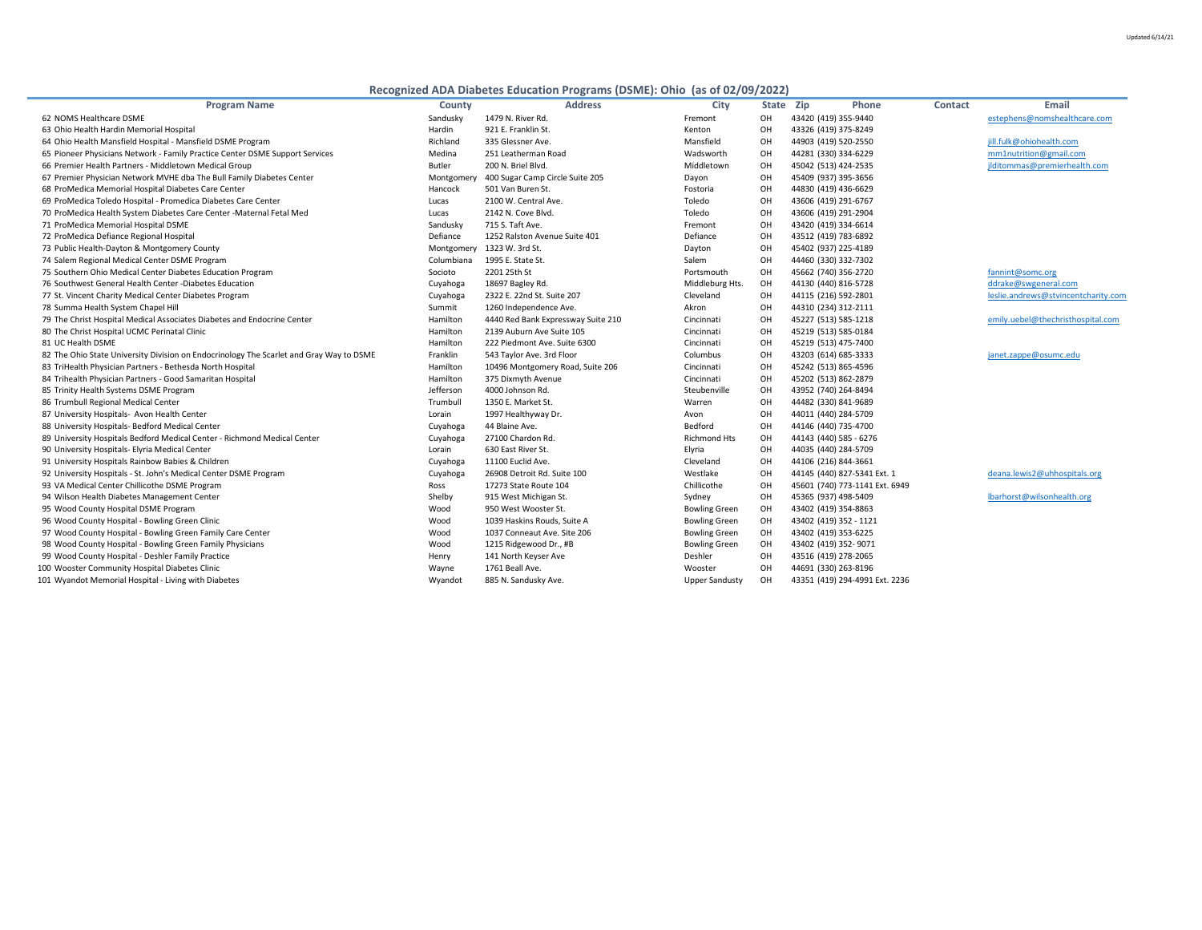Updated 6/14/21

## Recognized ADA Diabetes Education Programs (DSME): Ohio (as of 02/09/2022)

| Program Name | County | Address | City | State | Zip | Phone | Contact | Email |
|---|---|---|---|---|---|---|---|---|
| 62 NOMS Healthcare DSME | Sandusky | 1479 N. River Rd. | Fremont | OH | 43420 | (419) 355-9440 | | estephens@nomshealthcare.com |
| 63 Ohio Health Hardin Memorial Hospital | Hardin | 921 E. Franklin St. | Kenton | OH | 43326 | (419) 375-8249 | | |
| 64 Ohio Health Mansfield Hospital - Mansfield DSME Program | Richland | 335 Glessner Ave. | Mansfield | OH | 44903 | (419) 520-2550 | | jill.fulk@ohiohealth.com |
| 65 Pioneer Physicians Network - Family Practice Center DSME Support Services | Medina | 251 Leatherman Road | Wadsworth | OH | 44281 | (330) 334-6229 | | mm1nutrition@gmail.com |
| 66 Premier Health Partners - Middletown Medical Group | Butler | 200 N. Briel Blvd. | Middletown | OH | 45042 | (513) 424-2535 | | jlditommas@premierhealth.com |
| 67 Premier Physician Network MVHE dba The Bull Family Diabetes Center | Montgomery | 400 Sugar Camp Circle Suite 205 | Dayon | OH | 45409 | (937) 395-3656 | | |
| 68 ProMedica Memorial Hospital Diabetes Care Center | Hancock | 501 Van Buren St. | Fostoria | OH | 44830 | (419) 436-6629 | | |
| 69 ProMedica Toledo Hospital - Promedica Diabetes Care Center | Lucas | 2100 W. Central Ave. | Toledo | OH | 43606 | (419) 291-6767 | | |
| 70 ProMedica Health System Diabetes Care Center -Maternal Fetal Med | Lucas | 2142 N. Cove Blvd. | Toledo | OH | 43606 | (419) 291-2904 | | |
| 71 ProMedica Memorial Hospital DSME | Sandusky | 715 S. Taft Ave. | Fremont | OH | 43420 | (419) 334-6614 | | |
| 72 ProMedica Defiance Regional Hospital | Defiance | 1252 Ralston Avenue Suite 401 | Defiance | OH | 43512 | (419) 783-6892 | | |
| 73 Public Health-Dayton & Montgomery County | Montgomery | 1323 W. 3rd St. | Dayton | OH | 45402 | (937) 225-4189 | | |
| 74 Salem Regional Medical Center DSME Program | Columbiana | 1995 E. State St. | Salem | OH | 44460 | (330) 332-7302 | | |
| 75 Southern Ohio Medical Center Diabetes Education Program | Socioto | 2201 25th St | Portsmouth | OH | 45662 | (740) 356-2720 | | fannint@somc.org |
| 76 Southwest General Health Center -Diabetes Education | Cuyahoga | 18697 Bagley Rd. | Middleburg Hts. | OH | 44130 | (440) 816-5728 | | ddrake@swgeneral.com |
| 77 St. Vincent Charity Medical Center Diabetes Program | Cuyahoga | 2322 E. 22nd St. Suite 207 | Cleveland | OH | 44115 | (216) 592-2801 | | leslie.andrews@stvincentcharity.com |
| 78 Summa Health System Chapel Hill | Summit | 1260 Independence Ave. | Akron | OH | 44310 | (234) 312-2111 | | |
| 79 The Christ Hospital Medical Associates Diabetes and Endocrine Center | Hamilton | 4440 Red Bank Expressway Suite 210 | Cincinnati | OH | 45227 | (513) 585-1218 | | emily.uebel@thechristhospital.com |
| 80 The Christ Hospital UCMC Perinatal Clinic | Hamilton | 2139 Auburn Ave Suite 105 | Cincinnati | OH | 45219 | (513) 585-0184 | | |
| 81 UC Health DSME | Hamilton | 222 Piedmont Ave. Suite 6300 | Cincinnati | OH | 45219 | (513) 475-7400 | | |
| 82 The Ohio State University Division on Endocrinology The Scarlet and Gray Way to DSME | Franklin | 543 Taylor Ave. 3rd Floor | Columbus | OH | 43203 | (614) 685-3333 | | janet.zappe@osumc.edu |
| 83 TriHealth Physician Partners - Bethesda North Hospital | Hamilton | 10496 Montgomery Road, Suite 206 | Cincinnati | OH | 45242 | (513) 865-4596 | | |
| 84 Trihealth Physician Partners - Good Samaritan Hospital | Hamilton | 375 Dixmyth Avenue | Cincinnati | OH | 45202 | (513) 862-2879 | | |
| 85 Trinity Health Systems DSME Program | Jefferson | 4000 Johnson Rd. | Steubenville | OH | 43952 | (740) 264-8494 | | |
| 86 Trumbull Regional Medical Center | Trumbull | 1350 E. Market St. | Warren | OH | 44482 | (330) 841-9689 | | |
| 87 University Hospitals- Avon Health Center | Lorain | 1997 Healthyway Dr. | Avon | OH | 44011 | (440) 284-5709 | | |
| 88 University Hospitals- Bedford Medical Center | Cuyahoga | 44 Blaine Ave. | Bedford | OH | 44146 | (440) 735-4700 | | |
| 89 University Hospitals Bedford Medical Center - Richmond Medical Center | Cuyahoga | 27100 Chardon Rd. | Richmond Hts | OH | 44143 | (440) 585 - 6276 | | |
| 90 University Hospitals- Elyria Medical Center | Lorain | 630 East River St. | Elyria | OH | 44035 | (440) 284-5709 | | |
| 91 University Hospitals Rainbow Babies & Children | Cuyahoga | 11100 Euclid Ave. | Cleveland | OH | 44106 | (216) 844-3661 | | |
| 92 University Hospitals - St. John's Medical Center DSME Program | Cuyahoga | 26908 Detroit Rd. Suite 100 | Westlake | OH | 44145 | (440) 827-5341 Ext. 1 | | deana.lewis2@uhhospitals.org |
| 93 VA Medical Center Chillicothe DSME Program | Ross | 17273 State Route 104 | Chillicothe | OH | 45601 | (740) 773-1141 Ext. 6949 | | |
| 94 Wilson Health Diabetes Management Center | Shelby | 915 West Michigan St. | Sydney | OH | 45365 | (937) 498-5409 | | lbarhorst@wilsonhealth.org |
| 95 Wood County Hospital DSME Program | Wood | 950 West Wooster St. | Bowling Green | OH | 43402 | (419) 354-8863 | | |
| 96 Wood County Hospital - Bowling Green Clinic | Wood | 1039 Haskins Rouds, Suite A | Bowling Green | OH | 43402 | (419) 352 - 1121 | | |
| 97 Wood County Hospital - Bowling Green Family Care Center | Wood | 1037 Conneaut Ave. Site 206 | Bowling Green | OH | 43402 | (419) 353-6225 | | |
| 98 Wood County Hospital - Bowling Green Family Physicians | Wood | 1215 Ridgewood Dr., #B | Bowling Green | OH | 43402 | (419) 352- 9071 | | |
| 99 Wood County Hospital - Deshler Family Practice | Henry | 141 North Keyser Ave | Deshler | OH | 43516 | (419) 278-2065 | | |
| 100 Wooster Community Hospital Diabetes Clinic | Wayne | 1761 Beall Ave. | Wooster | OH | 44691 | (330) 263-8196 | | |
| 101 Wyandot Memorial Hospital - Living with Diabetes | Wyandot | 885 N. Sandusky Ave. | Upper Sandusty | OH | 43351 | (419) 294-4991 Ext. 2236 | | |